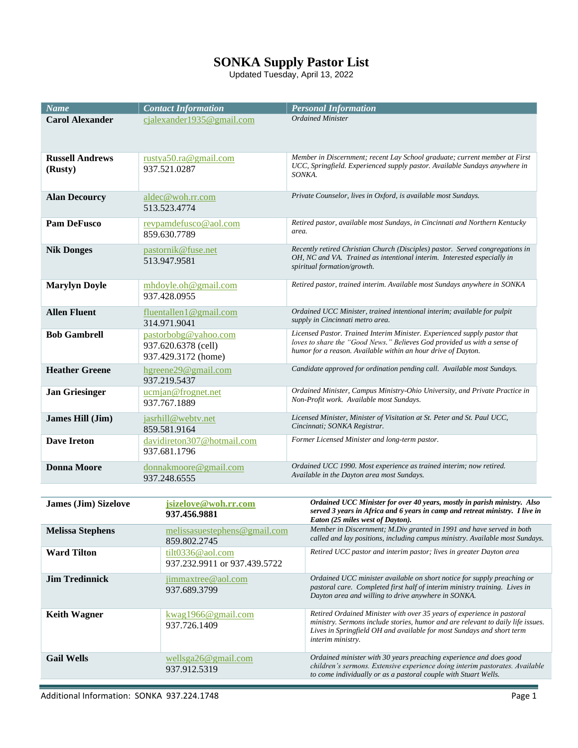# SONKA Supply Pastor List

Updated Tuesday, April 13, 2022

| Name | Contact Information | Personal Information |
|---|---|---|
| **Carol Alexander** | cjalexander1935@gmail.com | *Ordained Minister* |
| **Russell Andrews (Rusty)** | rustya50.ra@gmail.com<br>937.521.0287 | *Member in Discernment; recent Lay School graduate; current member at First UCC, Springfield. Experienced supply pastor. Available Sundays anywhere in SONKA.* |
| **Alan Decourcy** | aldec@woh.rr.com<br>513.523.4774 | *Private Counselor, lives in Oxford, is available most Sundays.* |
| **Pam DeFusco** | revpamdefusco@aol.com<br>859.630.7789 | *Retired pastor, available most Sundays, in Cincinnati and Northern Kentucky area.* |
| **Nik Donges** | pastornik@fuse.net<br>513.947.9581 | *Recently retired Christian Church (Disciples) pastor. Served congregations in OH, NC and VA. Trained as intentional interim. Interested especially in spiritual formation/growth.* |
| **Marylyn Doyle** | mhdoyle.oh@gmail.com<br>937.428.0955 | *Retired pastor, trained interim. Available most Sundays anywhere in SONKA* |
| **Allen Fluent** | fluentallen1@gmail.com<br>314.971.9041 | *Ordained UCC Minister, trained intentional interim; available for pulpit supply in Cincinnati metro area.* |
| **Bob Gambrell** | pastorbobg@yahoo.com<br>937.620.6378 (cell)<br>937.429.3172 (home) | *Licensed Pastor. Trained Interim Minister. Experienced supply pastor that loves to share the "Good News." Believes God provided us with a sense of humor for a reason. Available within an hour drive of Dayton.* |
| **Heather Greene** | hgreene29@gmail.com<br>937.219.5437 | *Candidate approved for ordination pending call. Available most Sundays.* |
| **Jan Griesinger** | ucmjan@frognet.net<br>937.767.1889 | *Ordained Minister, Campus Ministry-Ohio University, and Private Practice in Non-Profit work. Available most Sundays.* |
| **James Hill (Jim)** | jasrhill@webtv.net<br>859.581.9164 | *Licensed Minister, Minister of Visitation at St. Peter and St. Paul UCC, Cincinnati; SONKA Registrar.* |
| **Dave Ireton** | davidireton307@hotmail.com<br>937.681.1796 | *Former Licensed Minister and long-term pastor.* |
| **Donna Moore** | donnakmoore@gmail.com<br>937.248.6555 | *Ordained UCC 1990. Most experience as trained interim; now retired. Available in the Dayton area most Sundays.* |
| **James (Jim) Sizelove** | **jsizelove@woh.rr.com**<br>**937.456.9881** | ***Ordained UCC Minister for over 40 years, mostly in parish ministry. Also served 3 years in Africa and 6 years in camp and retreat ministry. I live in Eaton (25 miles west of Dayton).*** |
| **Melissa Stephens** | melissasuestephens@gmail.com<br>859.802.2745 | *Member in Discernment; M.Div granted in 1991 and have served in both called and lay positions, including campus ministry. Available most Sundays.* |
| **Ward Tilton** | tilt0336@aol.com<br>937.232.9911 or 937.439.5722 | *Retired UCC pastor and interim pastor; lives in greater Dayton area* |
| **Jim Tredinnick** | jimmaxtree@aol.com<br>937.689.3799 | *Ordained UCC minister available on short notice for supply preaching or pastoral care. Completed first half of interim ministry training. Lives in Dayton area and willing to drive anywhere in SONKA.* |
| **Keith Wagner** | kwag1966@gmail.com<br>937.726.1409 | *Retired Ordained Minister with over 35 years of experience in pastoral ministry. Sermons include stories, humor and are relevant to daily life issues. Lives in Springfield OH and available for most Sundays and short term interim ministry.* |
| **Gail Wells** | wellsga26@gmail.com<br>937.912.5319 | *Ordained minister with 30 years preaching experience and does good children's sermons. Extensive experience doing interim pastorates. Available to come individually or as a pastoral couple with Stuart Wells.* |

Additional Information: SONKA 937.224.1748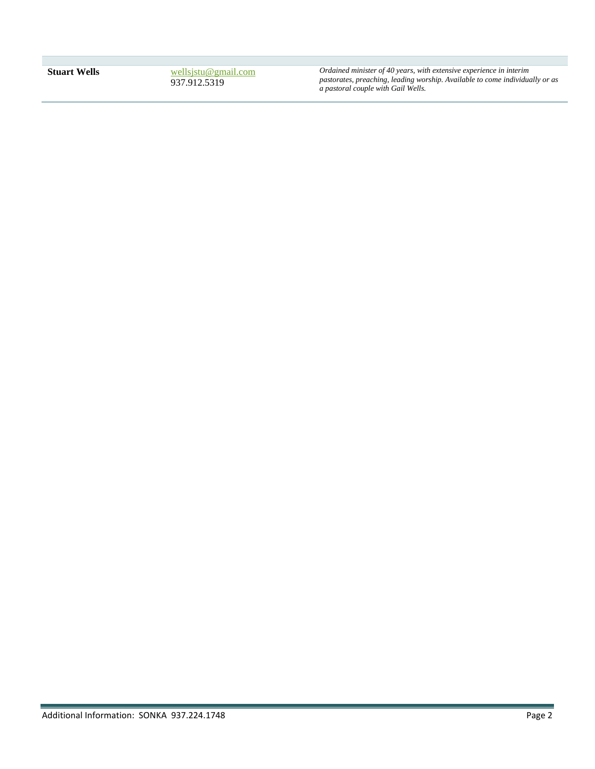| | | |
|---|---|---|
| **Stuart Wells** | wellsjstu@gmail.com<br>937.912.5319 | *Ordained minister of 40 years, with extensive experience in interim pastorates, preaching, leading worship. Available to come individually or as a pastoral couple with Gail Wells.* |